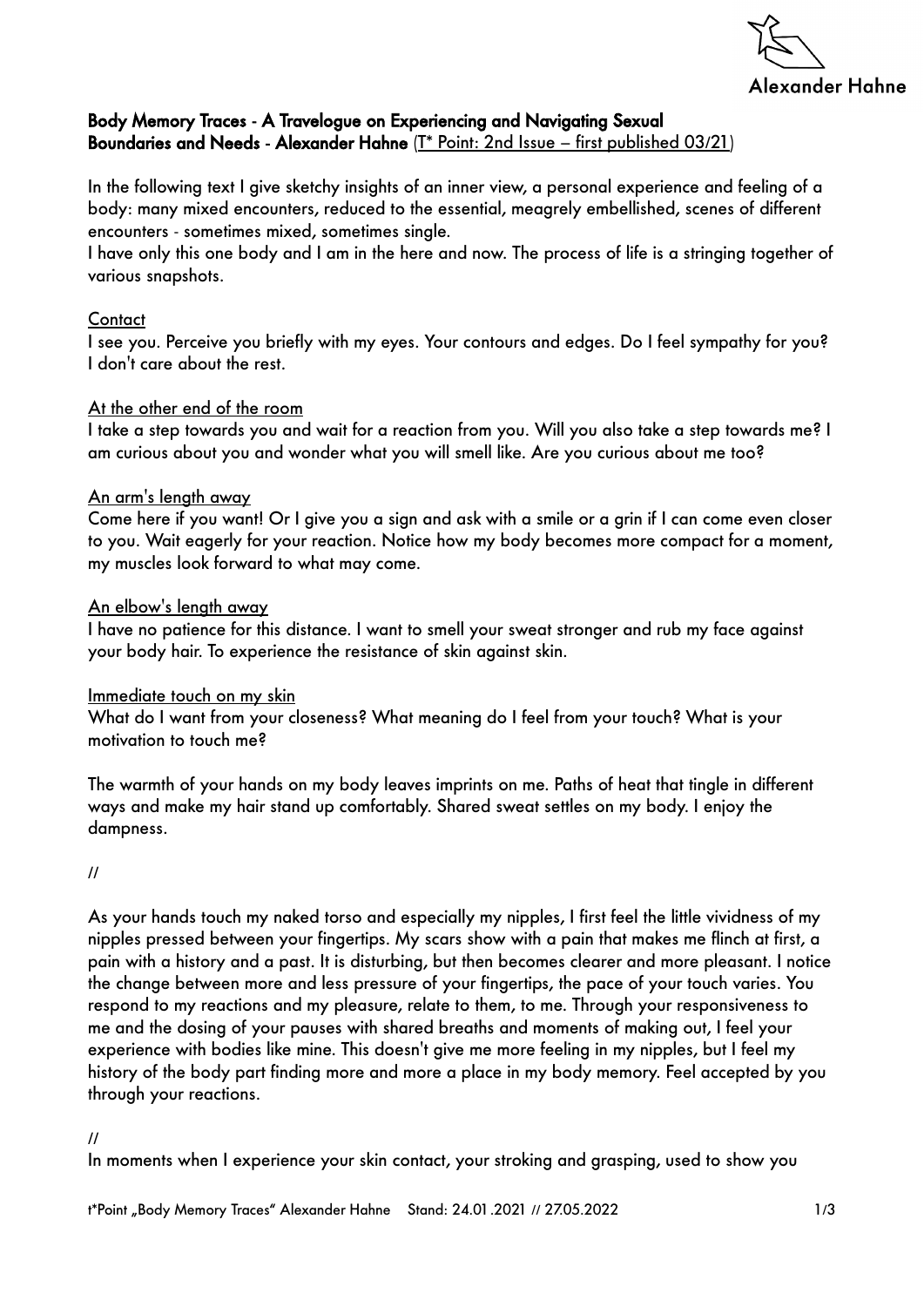## Body Memory Traces - A Travelogue on Experiencing and Navigating Sexual Boundaries and Needs - Alexander Hahne (T* Point: 2nd Issue – first published 03/21)

In the following text I give sketchy insights of an inner view, a personal experience and feeling of a body: many mixed encounters, reduced to the essential, meagrely embellished, scenes of different encounters - sometimes mixed, sometimes single.
I have only this one body and I am in the here and now. The process of life is a stringing together of various snapshots.

### Contact

I see you. Perceive you briefly with my eyes. Your contours and edges. Do I feel sympathy for you? I don't care about the rest.

### At the other end of the room

I take a step towards you and wait for a reaction from you. Will you also take a step towards me? I am curious about you and wonder what you will smell like. Are you curious about me too?

### An arm's length away

Come here if you want! Or I give you a sign and ask with a smile or a grin if I can come even closer to you. Wait eagerly for your reaction. Notice how my body becomes more compact for a moment, my muscles look forward to what may come.

### An elbow's length away

I have no patience for this distance. I want to smell your sweat stronger and rub my face against your body hair. To experience the resistance of skin against skin.

### Immediate touch on my skin

What do I want from your closeness? What meaning do I feel from your touch? What is your motivation to touch me?

The warmth of your hands on my body leaves imprints on me. Paths of heat that tingle in different ways and make my hair stand up comfortably. Shared sweat settles on my body. I enjoy the dampness.

//

As your hands touch my naked torso and especially my nipples, I first feel the little vividness of my nipples pressed between your fingertips. My scars show with a pain that makes me flinch at first, a pain with a history and a past. It is disturbing, but then becomes clearer and more pleasant. I notice the change between more and less pressure of your fingertips, the pace of your touch varies. You respond to my reactions and my pleasure, relate to them, to me. Through your responsiveness to me and the dosing of your pauses with shared breaths and moments of making out, I feel your experience with bodies like mine. This doesn't give me more feeling in my nipples, but I feel my history of the body part finding more and more a place in my body memory. Feel accepted by you through your reactions.

//

In moments when I experience your skin contact, your stroking and grasping, used to show you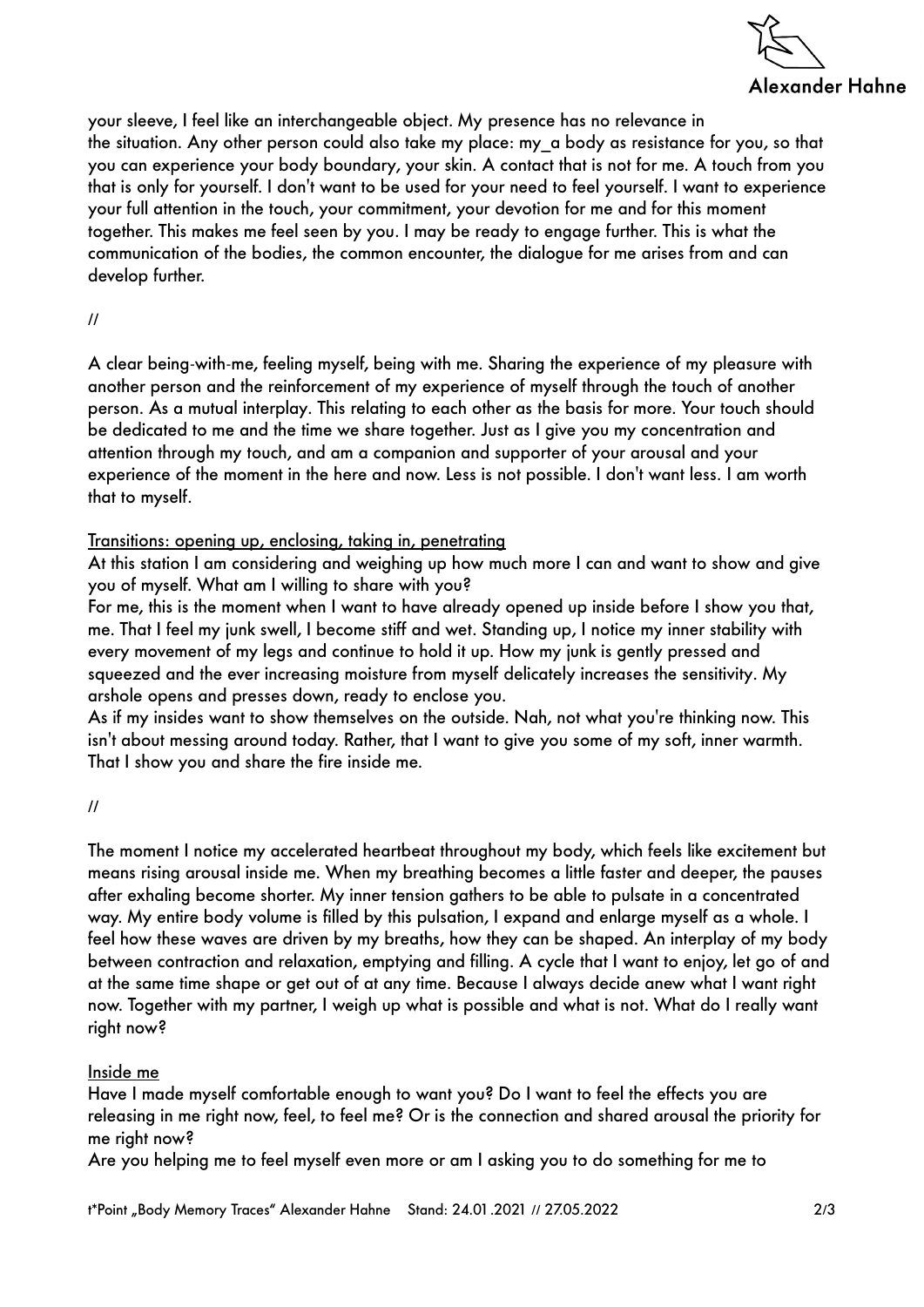your sleeve, I feel like an interchangeable object. My presence has no relevance in the situation. Any other person could also take my place: my_a body as resistance for you, so that you can experience your body boundary, your skin. A contact that is not for me. A touch from you that is only for yourself. I don't want to be used for your need to feel yourself. I want to experience your full attention in the touch, your commitment, your devotion for me and for this moment together. This makes me feel seen by you. I may be ready to engage further. This is what the communication of the bodies, the common encounter, the dialogue for me arises from and can develop further.

//

A clear being-with-me, feeling myself, being with me. Sharing the experience of my pleasure with another person and the reinforcement of my experience of myself through the touch of another person. As a mutual interplay. This relating to each other as the basis for more. Your touch should be dedicated to me and the time we share together. Just as I give you my concentration and attention through my touch, and am a companion and supporter of your arousal and your experience of the moment in the here and now. Less is not possible. I don't want less. I am worth that to myself.

<u>Transitions: opening up, enclosing, taking in, penetrating</u>

At this station I am considering and weighing up how much more I can and want to show and give you of myself. What am I willing to share with you?

For me, this is the moment when I want to have already opened up inside before I show you that, me. That I feel my junk swell, I become stiff and wet. Standing up, I notice my inner stability with every movement of my legs and continue to hold it up. How my junk is gently pressed and squeezed and the ever increasing moisture from myself delicately increases the sensitivity. My arshole opens and presses down, ready to enclose you.

As if my insides want to show themselves on the outside. Nah, not what you're thinking now. This isn't about messing around today. Rather, that I want to give you some of my soft, inner warmth. That I show you and share the fire inside me.

//

The moment I notice my accelerated heartbeat throughout my body, which feels like excitement but means rising arousal inside me. When my breathing becomes a little faster and deeper, the pauses after exhaling become shorter. My inner tension gathers to be able to pulsate in a concentrated way. My entire body volume is filled by this pulsation, I expand and enlarge myself as a whole. I feel how these waves are driven by my breaths, how they can be shaped. An interplay of my body between contraction and relaxation, emptying and filling. A cycle that I want to enjoy, let go of and at the same time shape or get out of at any time. Because I always decide anew what I want right now. Together with my partner, I weigh up what is possible and what is not. What do I really want right now?

<u>Inside me</u>

Have I made myself comfortable enough to want you? Do I want to feel the effects you are releasing in me right now, feel, to feel me? Or is the connection and shared arousal the priority for me right now?

Are you helping me to feel myself even more or am I asking you to do something for me to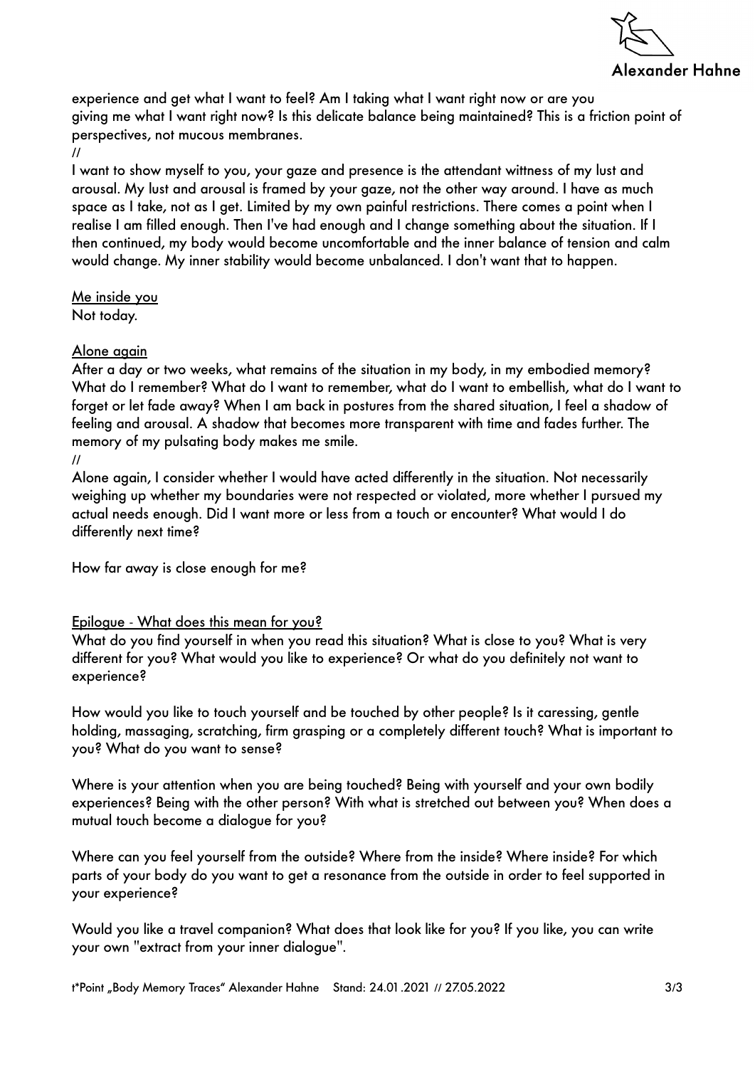experience and get what I want to feel? Am I taking what I want right now or are you giving me what I want right now? Is this delicate balance being maintained? This is a friction point of perspectives, not mucous membranes.

//

I want to show myself to you, your gaze and presence is the attendant wittness of my lust and arousal. My lust and arousal is framed by your gaze, not the other way around. I have as much space as I take, not as I get. Limited by my own painful restrictions. There comes a point when I realise I am filled enough. Then I've had enough and I change something about the situation. If I then continued, my body would become uncomfortable and the inner balance of tension and calm would change. My inner stability would become unbalanced. I don't want that to happen.

<u>Me inside you</u>

Not today.

<u>Alone again</u>

After a day or two weeks, what remains of the situation in my body, in my embodied memory? What do I remember? What do I want to remember, what do I want to embellish, what do I want to forget or let fade away? When I am back in postures from the shared situation, I feel a shadow of feeling and arousal. A shadow that becomes more transparent with time and fades further. The memory of my pulsating body makes me smile.

//

Alone again, I consider whether I would have acted differently in the situation. Not necessarily weighing up whether my boundaries were not respected or violated, more whether I pursued my actual needs enough. Did I want more or less from a touch or encounter? What would I do differently next time?

How far away is close enough for me?

<u>Epilogue - What does this mean for you?</u>

What do you find yourself in when you read this situation? What is close to you? What is very different for you? What would you like to experience? Or what do you definitely not want to experience?

How would you like to touch yourself and be touched by other people? Is it caressing, gentle holding, massaging, scratching, firm grasping or a completely different touch? What is important to you? What do you want to sense?

Where is your attention when you are being touched? Being with yourself and your own bodily experiences? Being with the other person? With what is stretched out between you? When does a mutual touch become a dialogue for you?

Where can you feel yourself from the outside? Where from the inside? Where inside? For which parts of your body do you want to get a resonance from the outside in order to feel supported in your experience?

Would you like a travel companion? What does that look like for you? If you like, you can write your own "extract from your inner dialogue".